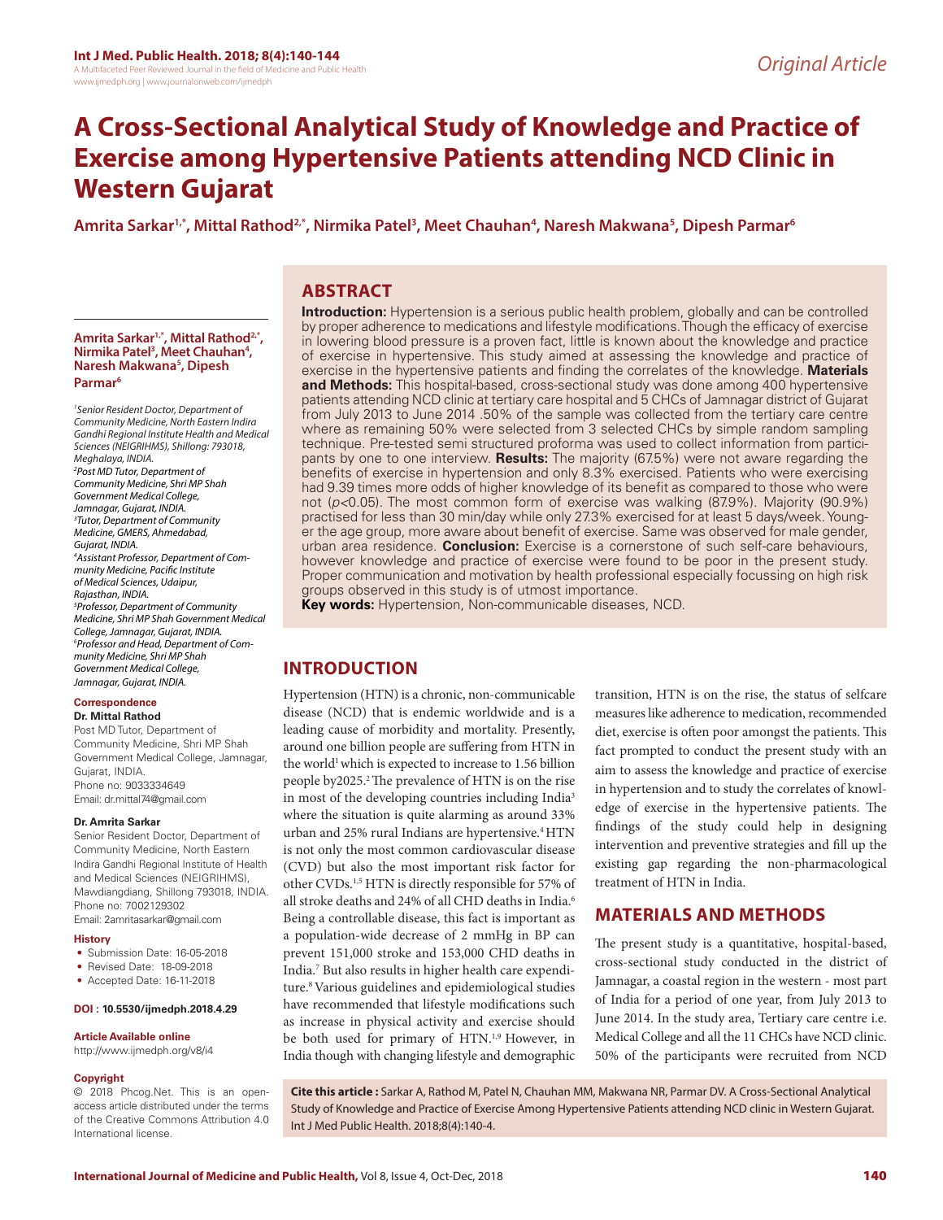Original Article

# A Cross-Sectional Analytical Study of Knowledge and Practice of Exercise among Hypertensive Patients attending NCD Clinic in Western Gujarat

**Amrita Sarkar[1,*], Mittal Rathod[2,*], Nirmika Patel[3], Meet Chauhan[4], Naresh Makwana[5], Dipesh Parmar[6]**

[1]*Senior Resident Doctor, Department of Community Medicine, North Eastern Indira Gandhi Regional Institute Health and Medical Sciences (NEIGRIHMS), Shillong: 793018, Meghalaya, INDIA.*
[2]*Post MD Tutor, Department of Community Medicine, Shri MP Shah Government Medical College, Jamnagar, Gujarat, INDIA.*
[3]*Tutor, Department of Community Medicine, GMERS, Ahmedabad, Gujarat, INDIA.*
[4]*Assistant Professor, Department of Community Medicine, Pacific Institute of Medical Sciences, Udaipur, Rajasthan, INDIA.*
[5]*Professor, Department of Community Medicine, Shri MP Shah Government Medical College, Jamnagar, Gujarat, INDIA.*
[6]*Professor and Head, Department of Community Medicine, Shri MP Shah Government Medical College, Jamnagar, Gujarat, INDIA.*

**Correspondence**

**Dr. Mittal Rathod**

Post MD Tutor, Department of Community Medicine, Shri MP Shah Government Medical College, Jamnagar, Gujarat, INDIA.
Phone no: 9033334649
Email: dr.mittal74@gmail.com

**Dr. Amrita Sarkar**

Senior Resident Doctor, Department of Community Medicine, North Eastern Indira Gandhi Regional Institute of Health and Medical Sciences (NEIGRIHMS), Mawdiangdiang, Shillong 793018, INDIA.
Phone no: 7002129302
Email: 2amritasarkar@gmail.com

**History**

- Submission Date: 16-05-2018
- Revised Date: 18-09-2018
- Accepted Date: 16-11-2018

**DOI : 10.5530/ijmedph.2018.4.29**

**Article Available online**

http://www.ijmedph.org/v8/i4

**Copyright**

© 2018 Phcog.Net. This is an open-access article distributed under the terms of the Creative Commons Attribution 4.0 International license.

## ABSTRACT

**Introduction:** Hypertension is a serious public health problem, globally and can be controlled by proper adherence to medications and lifestyle modifications. Though the efficacy of exercise in lowering blood pressure is a proven fact, little is known about the knowledge and practice of exercise in hypertensive. This study aimed at assessing the knowledge and practice of exercise in the hypertensive patients and finding the correlates of the knowledge. **Materials and Methods:** This hospital-based, cross-sectional study was done among 400 hypertensive patients attending NCD clinic at tertiary care hospital and 5 CHCs of Jamnagar district of Gujarat from July 2013 to June 2014 .50% of the sample was collected from the tertiary care centre where as remaining 50% were selected from 3 selected CHCs by simple random sampling technique. Pre-tested semi structured proforma was used to collect information from participants by one to one interview. **Results:** The majority (67.5%) were not aware regarding the benefits of exercise in hypertension and only 8.3% exercised. Patients who were exercising had 9.39 times more odds of higher knowledge of its benefit as compared to those who were not ($p<0.05$). The most common form of exercise was walking (87.9%). Majority (90.9%) practised for less than 30 min/day while only 27.3% exercised for at least 5 days/week. Younger the age group, more aware about benefit of exercise. Same was observed for male gender, urban area residence. **Conclusion:** Exercise is a cornerstone of such self-care behaviours, however knowledge and practice of exercise were found to be poor in the present study. Proper communication and motivation by health professional especially focussing on high risk groups observed in this study is of utmost importance.

**Key words:** Hypertension, Non-communicable diseases, NCD.

## INTRODUCTION

Hypertension (HTN) is a chronic, non-communicable disease (NCD) that is endemic worldwide and is a leading cause of morbidity and mortality. Presently, around one billion people are suffering from HTN in the world[1] which is expected to increase to 1.56 billion people by2025.[2] The prevalence of HTN is on the rise in most of the developing countries including India[3] where the situation is quite alarming as around 33% urban and 25% rural Indians are hypertensive.[4] HTN is not only the most common cardiovascular disease (CVD) but also the most important risk factor for other CVDs.[1,5] HTN is directly responsible for 57% of all stroke deaths and 24% of all CHD deaths in India.[6] Being a controllable disease, this fact is important as a population-wide decrease of 2 mmHg in BP can prevent 151,000 stroke and 153,000 CHD deaths in India.[7] But also results in higher health care expenditure.[8] Various guidelines and epidemiological studies have recommended that lifestyle modifications such as increase in physical activity and exercise should be both used for primary of HTN.[1,9] However, in India though with changing lifestyle and demographic transition, HTN is on the rise, the status of selfcare measures like adherence to medication, recommended diet, exercise is often poor amongst the patients. This fact prompted to conduct the present study with an aim to assess the knowledge and practice of exercise in hypertension and to study the correlates of knowledge of exercise in the hypertensive patients. The findings of the study could help in designing intervention and preventive strategies and fill up the existing gap regarding the non-pharmacological treatment of HTN in India.

## MATERIALS AND METHODS

The present study is a quantitative, hospital-based, cross-sectional study conducted in the district of Jamnagar, a coastal region in the western - most part of India for a period of one year, from July 2013 to June 2014. In the study area, Tertiary care centre i.e. Medical College and all the 11 CHCs have NCD clinic. 50% of the participants were recruited from NCD

**Cite this article :** Sarkar A, Rathod M, Patel N, Chauhan MM, Makwana NR, Parmar DV. A Cross-Sectional Analytical Study of Knowledge and Practice of Exercise Among Hypertensive Patients attending NCD clinic in Western Gujarat. Int J Med Public Health. 2018;8(4):140-4.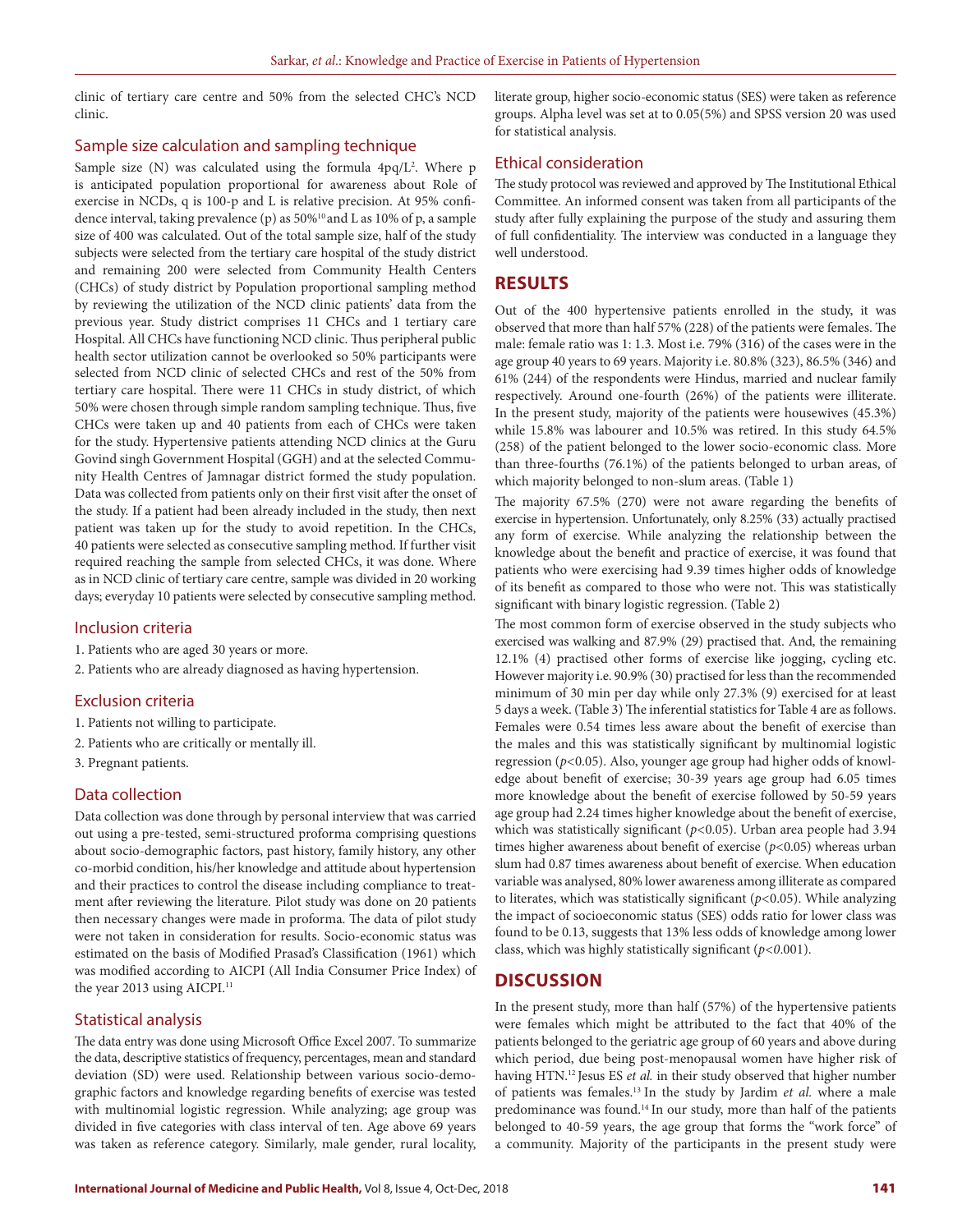clinic of tertiary care centre and 50% from the selected CHC's NCD clinic.

## Sample size calculation and sampling technique

Sample size (N) was calculated using the formula $4pq/L^2$. Where p is anticipated population proportional for awareness about Role of exercise in NCDs, q is 100-p and L is relative precision. At 95% confidence interval, taking prevalence (p) as 50%[10] and L as 10% of p, a sample size of 400 was calculated. Out of the total sample size, half of the study subjects were selected from the tertiary care hospital of the study district and remaining 200 were selected from Community Health Centers (CHCs) of study district by Population proportional sampling method by reviewing the utilization of the NCD clinic patients' data from the previous year. Study district comprises 11 CHCs and 1 tertiary care Hospital. All CHCs have functioning NCD clinic. Thus peripheral public health sector utilization cannot be overlooked so 50% participants were selected from NCD clinic of selected CHCs and rest of the 50% from tertiary care hospital. There were 11 CHCs in study district, of which 50% were chosen through simple random sampling technique. Thus, five CHCs were taken up and 40 patients from each of CHCs were taken for the study. Hypertensive patients attending NCD clinics at the Guru Govind singh Government Hospital (GGH) and at the selected Community Health Centres of Jamnagar district formed the study population. Data was collected from patients only on their first visit after the onset of the study. If a patient had been already included in the study, then next patient was taken up for the study to avoid repetition. In the CHCs, 40 patients were selected as consecutive sampling method. If further visit required reaching the sample from selected CHCs, it was done. Where as in NCD clinic of tertiary care centre, sample was divided in 20 working days; everyday 10 patients were selected by consecutive sampling method.

## Inclusion criteria

1. Patients who are aged 30 years or more.
2. Patients who are already diagnosed as having hypertension.

## Exclusion criteria

1. Patients not willing to participate.
2. Patients who are critically or mentally ill.
3. Pregnant patients.

## Data collection

Data collection was done through by personal interview that was carried out using a pre-tested, semi-structured proforma comprising questions about socio-demographic factors, past history, family history, any other co-morbid condition, his/her knowledge and attitude about hypertension and their practices to control the disease including compliance to treatment after reviewing the literature. Pilot study was done on 20 patients then necessary changes were made in proforma. The data of pilot study were not taken in consideration for results. Socio-economic status was estimated on the basis of Modified Prasad's Classification (1961) which was modified according to AICPI (All India Consumer Price Index) of the year 2013 using AICPI.[11]

## Statistical analysis

The data entry was done using Microsoft Office Excel 2007. To summarize the data, descriptive statistics of frequency, percentages, mean and standard deviation (SD) were used. Relationship between various socio-demographic factors and knowledge regarding benefits of exercise was tested with multinomial logistic regression. While analyzing; age group was divided in five categories with class interval of ten. Age above 69 years was taken as reference category. Similarly, male gender, rural locality, literate group, higher socio-economic status (SES) were taken as reference groups. Alpha level was set at to 0.05(5%) and SPSS version 20 was used for statistical analysis.

## Ethical consideration

The study protocol was reviewed and approved by The Institutional Ethical Committee. An informed consent was taken from all participants of the study after fully explaining the purpose of the study and assuring them of full confidentiality. The interview was conducted in a language they well understood.

# RESULTS

Out of the 400 hypertensive patients enrolled in the study, it was observed that more than half 57% (228) of the patients were females. The male: female ratio was 1: 1.3. Most i.e. 79% (316) of the cases were in the age group 40 years to 69 years. Majority i.e. 80.8% (323), 86.5% (346) and 61% (244) of the respondents were Hindus, married and nuclear family respectively. Around one-fourth (26%) of the patients were illiterate. In the present study, majority of the patients were housewives (45.3%) while 15.8% was labourer and 10.5% was retired. In this study 64.5% (258) of the patient belonged to the lower socio-economic class. More than three-fourths (76.1%) of the patients belonged to urban areas, of which majority belonged to non-slum areas. (Table 1)

The majority 67.5% (270) were not aware regarding the benefits of exercise in hypertension. Unfortunately, only 8.25% (33) actually practised any form of exercise. While analyzing the relationship between the knowledge about the benefit and practice of exercise, it was found that patients who were exercising had 9.39 times higher odds of knowledge of its benefit as compared to those who were not. This was statistically significant with binary logistic regression. (Table 2)

The most common form of exercise observed in the study subjects who exercised was walking and 87.9% (29) practised that. And, the remaining 12.1% (4) practised other forms of exercise like jogging, cycling etc. However majority i.e. 90.9% (30) practised for less than the recommended minimum of 30 min per day while only 27.3% (9) exercised for at least 5 days a week. (Table 3) The inferential statistics for Table 4 are as follows. Females were 0.54 times less aware about the benefit of exercise than the males and this was statistically significant by multinomial logistic regression ($p<0.05$). Also, younger age group had higher odds of knowledge about benefit of exercise; 30-39 years age group had 6.05 times more knowledge about the benefit of exercise followed by 50-59 years age group had 2.24 times higher knowledge about the benefit of exercise, which was statistically significant ($p<0.05$). Urban area people had 3.94 times higher awareness about benefit of exercise ($p<0.05$) whereas urban slum had 0.87 times awareness about benefit of exercise. When education variable was analysed, 80% lower awareness among illiterate as compared to literates, which was statistically significant ($p<0.05$). While analyzing the impact of socioeconomic status (SES) odds ratio for lower class was found to be 0.13, suggests that 13% less odds of knowledge among lower class, which was highly statistically significant ($p<0.001$).

# DISCUSSION

In the present study, more than half (57%) of the hypertensive patients were females which might be attributed to the fact that 40% of the patients belonged to the geriatric age group of 60 years and above during which period, due being post-menopausal women have higher risk of having HTN.[12] Jesus ES *et al.* in their study observed that higher number of patients was females.[13] In the study by Jardim *et al.* where a male predominance was found.[14] In our study, more than half of the patients belonged to 40-59 years, the age group that forms the "work force" of a community. Majority of the participants in the present study were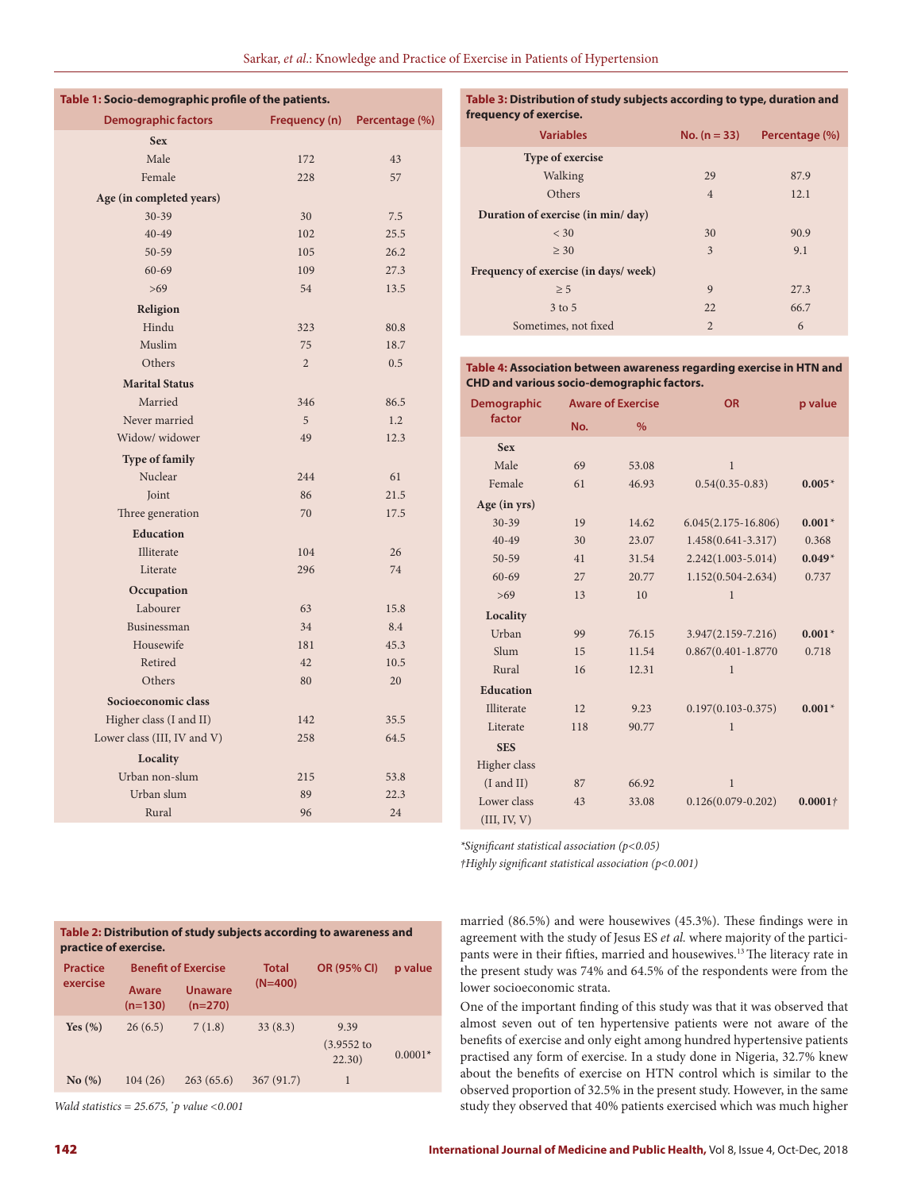**Table 1: Socio-demographic profile of the patients.**

| Demographic factors | Frequency (n) | Percentage (%) |
|---|---|---|
| **Sex** | | |
| Male | 172 | 43 |
| Female | 228 | 57 |
| **Age (in completed years)** | | |
| 30-39 | 30 | 7.5 |
| 40-49 | 102 | 25.5 |
| 50-59 | 105 | 26.2 |
| 60-69 | 109 | 27.3 |
| >69 | 54 | 13.5 |
| **Religion** | | |
| Hindu | 323 | 80.8 |
| Muslim | 75 | 18.7 |
| Others | 2 | 0.5 |
| **Marital Status** | | |
| Married | 346 | 86.5 |
| Never married | 5 | 1.2 |
| Widow/ widower | 49 | 12.3 |
| **Type of family** | | |
| Nuclear | 244 | 61 |
| Joint | 86 | 21.5 |
| Three generation | 70 | 17.5 |
| **Education** | | |
| Illiterate | 104 | 26 |
| Literate | 296 | 74 |
| **Occupation** | | |
| Labourer | 63 | 15.8 |
| Businessman | 34 | 8.4 |
| Housewife | 181 | 45.3 |
| Retired | 42 | 10.5 |
| Others | 80 | 20 |
| **Socioeconomic class** | | |
| Higher class (I and II) | 142 | 35.5 |
| Lower class (III, IV and V) | 258 | 64.5 |
| **Locality** | | |
| Urban non-slum | 215 | 53.8 |
| Urban slum | 89 | 22.3 |
| Rural | 96 | 24 |

**Table 2: Distribution of study subjects according to awareness and practice of exercise.**

| Practice exercise | Benefit of Exercise | | Total (N=400) | OR (95% CI) | p value |
|---|---|---|---|---|---|
| | Aware (n=130) | Unaware (n=270) | | | |
| **Yes (%)** | 26 (6.5) | 7 (1.8) | 33 (8.3) | 9.39 (3.9552 to 22.30) | 0.0001* |
| **No (%)** | 104 (26) | 263 (65.6) | 367 (91.7) | 1 | |

*Wald statistics = 25.675, *p value <0.001*

**Table 3: Distribution of study subjects according to type, duration and frequency of exercise.**

| Variables | No. (n = 33) | Percentage (%) |
|---|---|---|
| **Type of exercise** | | |
| Walking | 29 | 87.9 |
| Others | 4 | 12.1 |
| **Duration of exercise (in min/ day)** | | |
| < 30 | 30 | 90.9 |
| ≥ 30 | 3 | 9.1 |
| **Frequency of exercise (in days/ week)** | | |
| ≥ 5 | 9 | 27.3 |
| 3 to 5 | 22 | 66.7 |
| Sometimes, not fixed | 2 | 6 |

**Table 4: Association between awareness regarding exercise in HTN and CHD and various socio-demographic factors.**

| Demographic factor | Aware of Exercise | | OR | p value |
|---|---|---|---|---|
| | No. | % | | |
| **Sex** | | | | |
| Male | 69 | 53.08 | 1 | |
| Female | 61 | 46.93 | 0.54(0.35-0.83) | **0.005*** |
| **Age (in yrs)** | | | | |
| 30-39 | 19 | 14.62 | 6.045(2.175-16.806) | **0.001*** |
| 40-49 | 30 | 23.07 | 1.458(0.641-3.317) | 0.368 |
| 50-59 | 41 | 31.54 | 2.242(1.003-5.014) | **0.049*** |
| 60-69 | 27 | 20.77 | 1.152(0.504-2.634) | 0.737 |
| >69 | 13 | 10 | 1 | |
| **Locality** | | | | |
| Urban | 99 | 76.15 | 3.947(2.159-7.216) | **0.001*** |
| Slum | 15 | 11.54 | 0.867(0.401-1.8770 | 0.718 |
| Rural | 16 | 12.31 | 1 | |
| **Education** | | | | |
| Illiterate | 12 | 9.23 | 0.197(0.103-0.375) | **0.001*** |
| Literate | 118 | 90.77 | 1 | |
| **SES** | | | | |
| Higher class (I and II) | 87 | 66.92 | 1 | |
| Lower class (III, IV, V) | 43 | 33.08 | 0.126(0.079-0.202) | **0.0001†** |

*\*Significant statistical association (p<0.05)*
*†Highly significant statistical association (p<0.001)*

married (86.5%) and were housewives (45.3%). These findings were in agreement with the study of Jesus ES *et al.* where majority of the participants were in their fifties, married and housewives.[13] The literacy rate in the present study was 74% and 64.5% of the respondents were from the lower socioeconomic strata.

One of the important finding of this study was that it was observed that almost seven out of ten hypertensive patients were not aware of the benefits of exercise and only eight among hundred hypertensive patients practised any form of exercise. In a study done in Nigeria, 32.7% knew about the benefits of exercise on HTN control which is similar to the observed proportion of 32.5% in the present study. However, in the same study they observed that 40% patients exercised which was much higher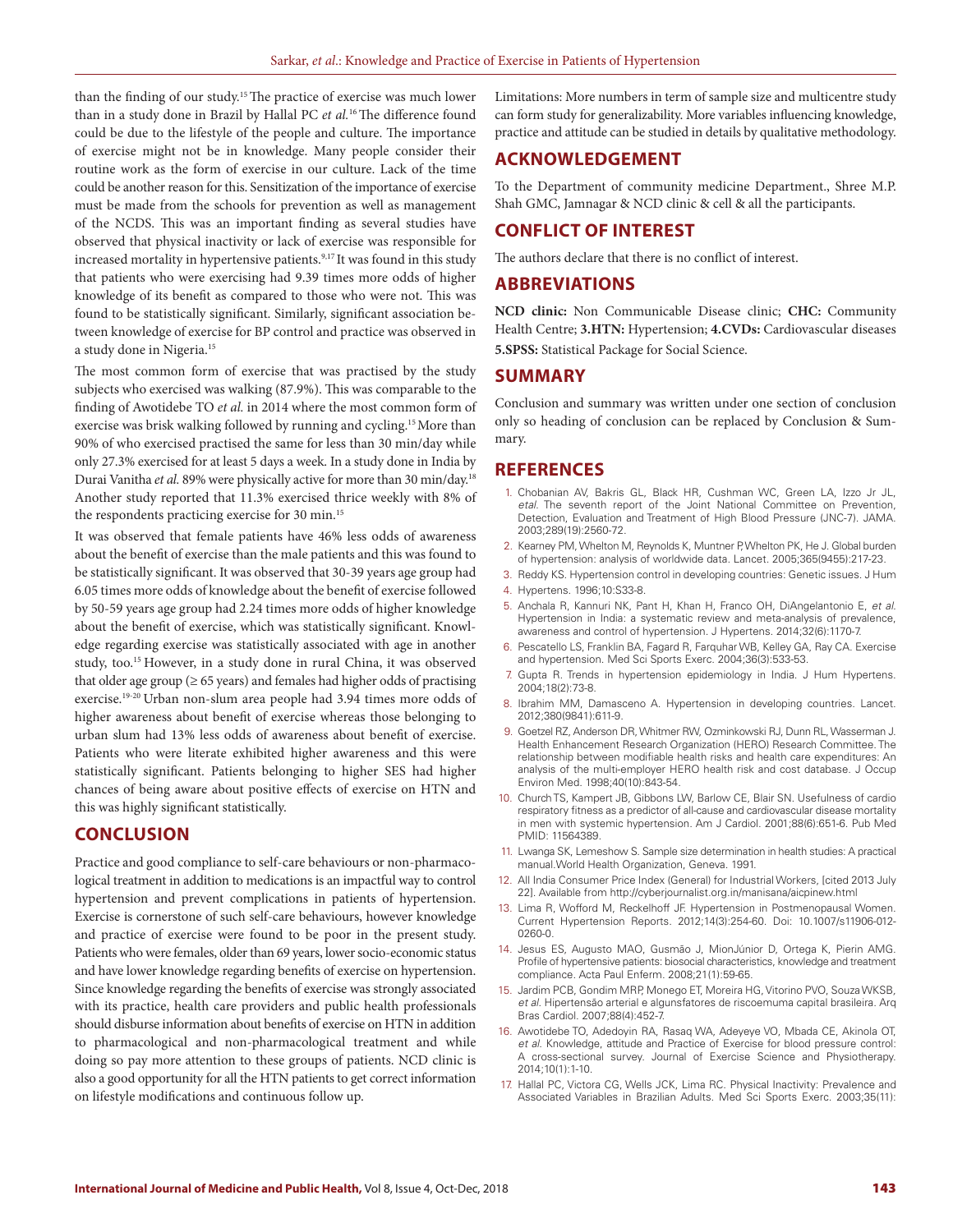than the finding of our study.[15] The practice of exercise was much lower than in a study done in Brazil by Hallal PC *et al.*[16] The difference found could be due to the lifestyle of the people and culture. The importance of exercise might not be in knowledge. Many people consider their routine work as the form of exercise in our culture. Lack of the time could be another reason for this. Sensitization of the importance of exercise must be made from the schools for prevention as well as management of the NCDS. This was an important finding as several studies have observed that physical inactivity or lack of exercise was responsible for increased mortality in hypertensive patients.[9,17] It was found in this study that patients who were exercising had 9.39 times more odds of higher knowledge of its benefit as compared to those who were not. This was found to be statistically significant. Similarly, significant association between knowledge of exercise for BP control and practice was observed in a study done in Nigeria.[15]

The most common form of exercise that was practised by the study subjects who exercised was walking (87.9%). This was comparable to the finding of Awotidebe TO *et al.* in 2014 where the most common form of exercise was brisk walking followed by running and cycling.[15] More than 90% of who exercised practised the same for less than 30 min/day while only 27.3% exercised for at least 5 days a week. In a study done in India by Durai Vanitha *et al.* 89% were physically active for more than 30 min/day.[18] Another study reported that 11.3% exercised thrice weekly with 8% of the respondents practicing exercise for 30 min.[15]

It was observed that female patients have 46% less odds of awareness about the benefit of exercise than the male patients and this was found to be statistically significant. It was observed that 30-39 years age group had 6.05 times more odds of knowledge about the benefit of exercise followed by 50-59 years age group had 2.24 times more odds of higher knowledge about the benefit of exercise, which was statistically significant. Knowledge regarding exercise was statistically associated with age in another study, too.[15] However, in a study done in rural China, it was observed that older age group (≥ 65 years) and females had higher odds of practising exercise.[19-20] Urban non-slum area people had 3.94 times more odds of higher awareness about benefit of exercise whereas those belonging to urban slum had 13% less odds of awareness about benefit of exercise. Patients who were literate exhibited higher awareness and this were statistically significant. Patients belonging to higher SES had higher chances of being aware about positive effects of exercise on HTN and this was highly significant statistically.

## CONCLUSION

Practice and good compliance to self-care behaviours or non-pharmacological treatment in addition to medications is an impactful way to control hypertension and prevent complications in patients of hypertension. Exercise is cornerstone of such self-care behaviours, however knowledge and practice of exercise were found to be poor in the present study. Patients who were females, older than 69 years, lower socio-economic status and have lower knowledge regarding benefits of exercise on hypertension. Since knowledge regarding the benefits of exercise was strongly associated with its practice, health care providers and public health professionals should disburse information about benefits of exercise on HTN in addition to pharmacological and non-pharmacological treatment and while doing so pay more attention to these groups of patients. NCD clinic is also a good opportunity for all the HTN patients to get correct information on lifestyle modifications and continuous follow up.

Limitations: More numbers in term of sample size and multicentre study can form study for generalizability. More variables influencing knowledge, practice and attitude can be studied in details by qualitative methodology.

## ACKNOWLEDGEMENT

To the Department of community medicine Department., Shree M.P. Shah GMC, Jamnagar & NCD clinic & cell & all the participants.

## CONFLICT OF INTEREST

The authors declare that there is no conflict of interest.

## ABBREVIATIONS

**NCD clinic:** Non Communicable Disease clinic; **CHC:** Community Health Centre; **3.HTN:** Hypertension; **4.CVDs:** Cardiovascular diseases **5.SPSS:** Statistical Package for Social Science.

## SUMMARY

Conclusion and summary was written under one section of conclusion only so heading of conclusion can be replaced by Conclusion & Summary.

## REFERENCES

1. Chobanian AV, Bakris GL, Black HR, Cushman WC, Green LA, Izzo Jr JL, *etal.* The seventh report of the Joint National Committee on Prevention, Detection, Evaluation and Treatment of High Blood Pressure (JNC-7). JAMA. 2003;289(19):2560-72.
2. Kearney PM, Whelton M, Reynolds K, Muntner P, Whelton PK, He J. Global burden of hypertension: analysis of worldwide data. Lancet. 2005;365(9455):217-23.
3. Reddy KS. Hypertension control in developing countries: Genetic issues. J Hum
4. Hypertens. 1996;10:S33-8.
5. Anchala R, Kannuri NK, Pant H, Khan H, Franco OH, DiAngelantonio E, *et al.* Hypertension in India: a systematic review and meta-analysis of prevalence, awareness and control of hypertension. J Hypertens. 2014;32(6):1170-7.
6. Pescatello LS, Franklin BA, Fagard R, Farquhar WB, Kelley GA, Ray CA. Exercise and hypertension. Med Sci Sports Exerc. 2004;36(3):533-53.
7. Gupta R. Trends in hypertension epidemiology in India. J Hum Hypertens. 2004;18(2):73-8.
8. Ibrahim MM, Damasceno A. Hypertension in developing countries. Lancet. 2012;380(9841):611-9.
9. Goetzel RZ, Anderson DR, Whitmer RW, Ozminkowski RJ, Dunn RL, Wasserman J. Health Enhancement Research Organization (HERO) Research Committee. The relationship between modifiable health risks and health care expenditures: An analysis of the multi-employer HERO health risk and cost database. J Occup Environ Med. 1998;40(10):843-54.
10. Church TS, Kampert JB, Gibbons LW, Barlow CE, Blair SN. Usefulness of cardio respiratory fitness as a predictor of all-cause and cardiovascular disease mortality in men with systemic hypertension. Am J Cardiol. 2001;88(6):651-6. Pub Med PMID: 11564389.
11. Lwanga SK, Lemeshow S. Sample size determination in health studies: A practical manual.World Health Organization, Geneva. 1991.
12. All India Consumer Price Index (General) for Industrial Workers, [cited 2013 July 22]. Available from http://cyberjournalist.org.in/manisana/aicpinew.html
13. Lima R, Wofford M, Reckelhoff JF. Hypertension in Postmenopausal Women. Current Hypertension Reports. 2012;14(3):254-60. Doi: 10.1007/s11906-012-0260-0.
14. Jesus ES, Augusto MAO, Gusmão J, MionJúnior D, Ortega K, Pierin AMG. Profile of hypertensive patients: biosocial characteristics, knowledge and treatment compliance. Acta Paul Enferm. 2008;21(1):59-65.
15. Jardim PCB, Gondim MRP, Monego ET, Moreira HG, Vitorino PVO, Souza WKSB, *et al.* Hipertensão arterial e algunsfatores de riscoemuma capital brasileira. Arq Bras Cardiol. 2007;88(4):452-7.
16. Awotidebe TO, Adedoyin RA, Rasaq WA, Adeyeye VO, Mbada CE, Akinola OT, *et al.* Knowledge, attitude and Practice of Exercise for blood pressure control: A cross-sectional survey. Journal of Exercise Science and Physiotherapy. 2014;10(1):1-10.
17. Hallal PC, Victora CG, Wells JCK, Lima RC. Physical Inactivity: Prevalence and Associated Variables in Brazilian Adults. Med Sci Sports Exerc. 2003;35(11):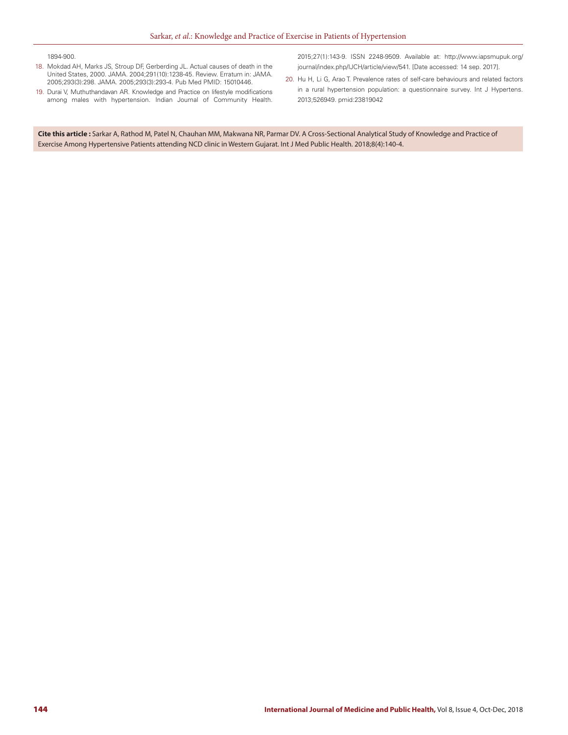1894-900.

18. Mokdad AH, Marks JS, Stroup DF, Gerberding JL. Actual causes of death in the United States, 2000. JAMA. 2004;291(10):1238-45. Review. Erratum in: JAMA. 2005;293(3):298. JAMA. 2005;293(3):293-4. Pub Med PMID: 15010446.
19. Durai V, Muthuthandavan AR. Knowledge and Practice on lifestyle modifications among males with hypertension. Indian Journal of Community Health. 2015;27(1):143-9. ISSN 2248-9509. Available at: http://www.iapsmupuk.org/journal/index.php/IJCH/article/view/541. [Date accessed: 14 sep. 2017].
20. Hu H, Li G, Arao T. Prevalence rates of self-care behaviours and related factors in a rural hypertension population: a questionnaire survey. Int J Hypertens. 2013;526949. pmid:23819042

**Cite this article :** Sarkar A, Rathod M, Patel N, Chauhan MM, Makwana NR, Parmar DV. A Cross-Sectional Analytical Study of Knowledge and Practice of Exercise Among Hypertensive Patients attending NCD clinic in Western Gujarat. Int J Med Public Health. 2018;8(4):140-4.